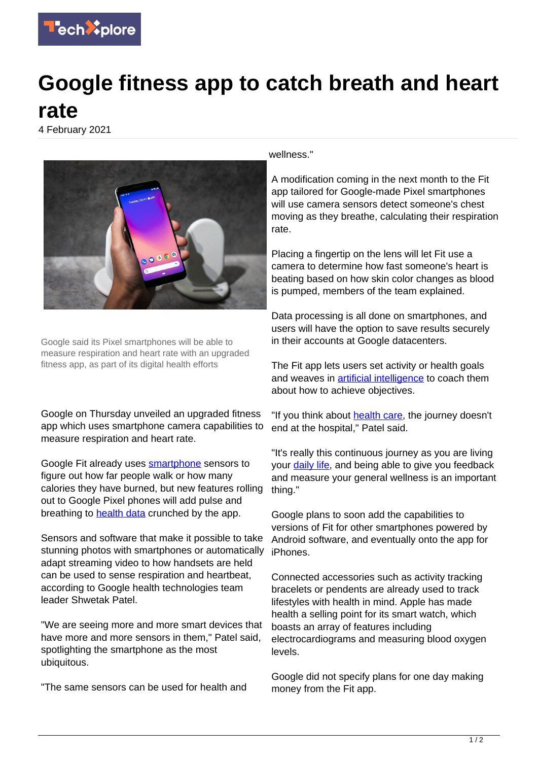# Google fitness app to catch breath and heart rate

4 February 2021

Google said its Pixel smartphones will be able to measure respiration and heart rate with an upgraded fitness app, as part of its digital health efforts

Google on Thursday unveiled an upgraded fitness app which uses smartphone camera capabilities to measure respiration and heart rate.

Google Fit already uses smartphone sensors to figure out how far people walk or how many calories they have burned, but new features rolling out to Google Pixel phones will add pulse and breathing to health data crunched by the app.

Sensors and software that make it possible to take stunning photos with smartphones or automatically adapt streaming video to how handsets are held can be used to sense respiration and heartbeat, according to Google health technologies team leader Shwetak Patel.

"We are seeing more and more smart devices that have more and more sensors in them," Patel said, spotlighting the smartphone as the most ubiquitous.

"The same sensors can be used for health and wellness."

A modification coming in the next month to the Fit app tailored for Google-made Pixel smartphones will use camera sensors detect someone's chest moving as they breathe, calculating their respiration rate.

Placing a fingertip on the lens will let Fit use a camera to determine how fast someone's heart is beating based on how skin color changes as blood is pumped, members of the team explained.

Data processing is all done on smartphones, and users will have the option to save results securely in their accounts at Google datacenters.

The Fit app lets users set activity or health goals and weaves in artificial intelligence to coach them about how to achieve objectives.

"If you think about health care, the journey doesn't end at the hospital," Patel said.

"It's really this continuous journey as you are living your daily life, and being able to give you feedback and measure your general wellness is an important thing."

Google plans to soon add the capabilities to versions of Fit for other smartphones powered by Android software, and eventually onto the app for iPhones.

Connected accessories such as activity tracking bracelets or pendents are already used to track lifestyles with health in mind. Apple has made health a selling point for its smart watch, which boasts an array of features including electrocardiograms and measuring blood oxygen levels.

Google did not specify plans for one day making money from the Fit app.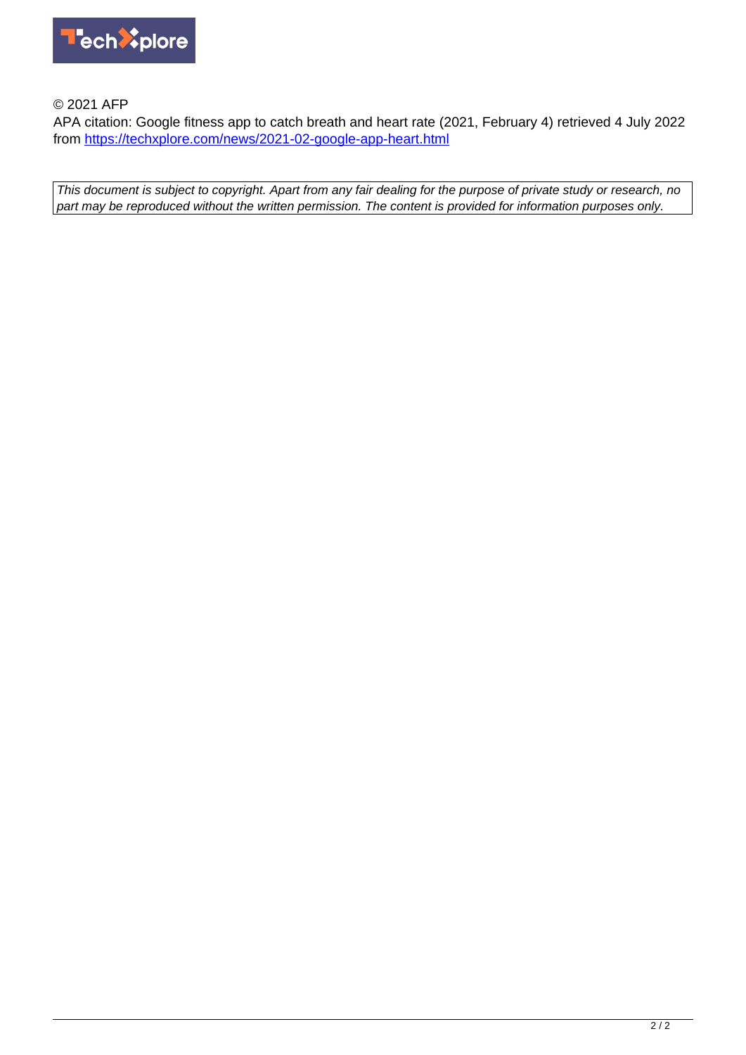© 2021 AFP

APA citation: Google fitness app to catch breath and heart rate (2021, February 4) retrieved 4 July 2022 from https://techxplore.com/news/2021-02-google-app-heart.html

*This document is subject to copyright. Apart from any fair dealing for the purpose of private study or research, no part may be reproduced without the written permission. The content is provided for information purposes only.*